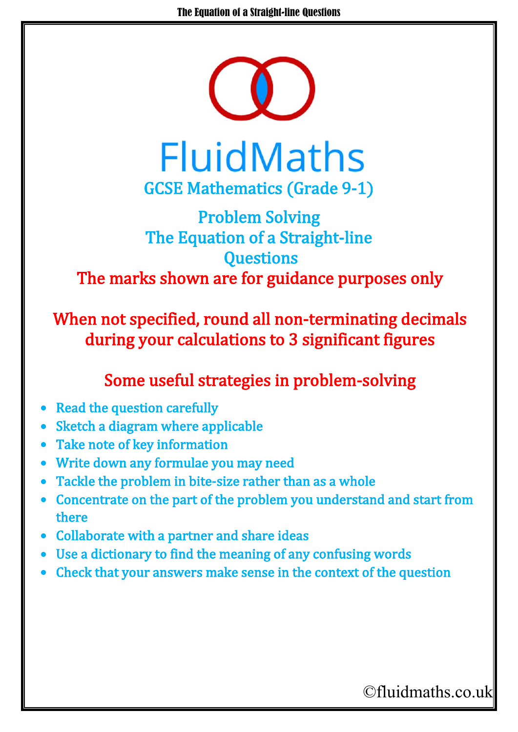# FluidMaths

## GCSE Mathematics (Grade 9-1)

## Problem Solving
## The Equation of a Straight-line
## Questions

**The marks shown are for guidance purposes only**

**When not specified, round all non-terminating decimals during your calculations to 3 significant figures**

### Some useful strategies in problem-solving

- Read the question carefully
- Sketch a diagram where applicable
- Take note of key information
- Write down any formulae you may need
- Tackle the problem in bite-size rather than as a whole
- Concentrate on the part of the problem you understand and start from there
- Collaborate with a partner and share ideas
- Use a dictionary to find the meaning of any confusing words
- Check that your answers make sense in the context of the question

©fluidmaths.co.uk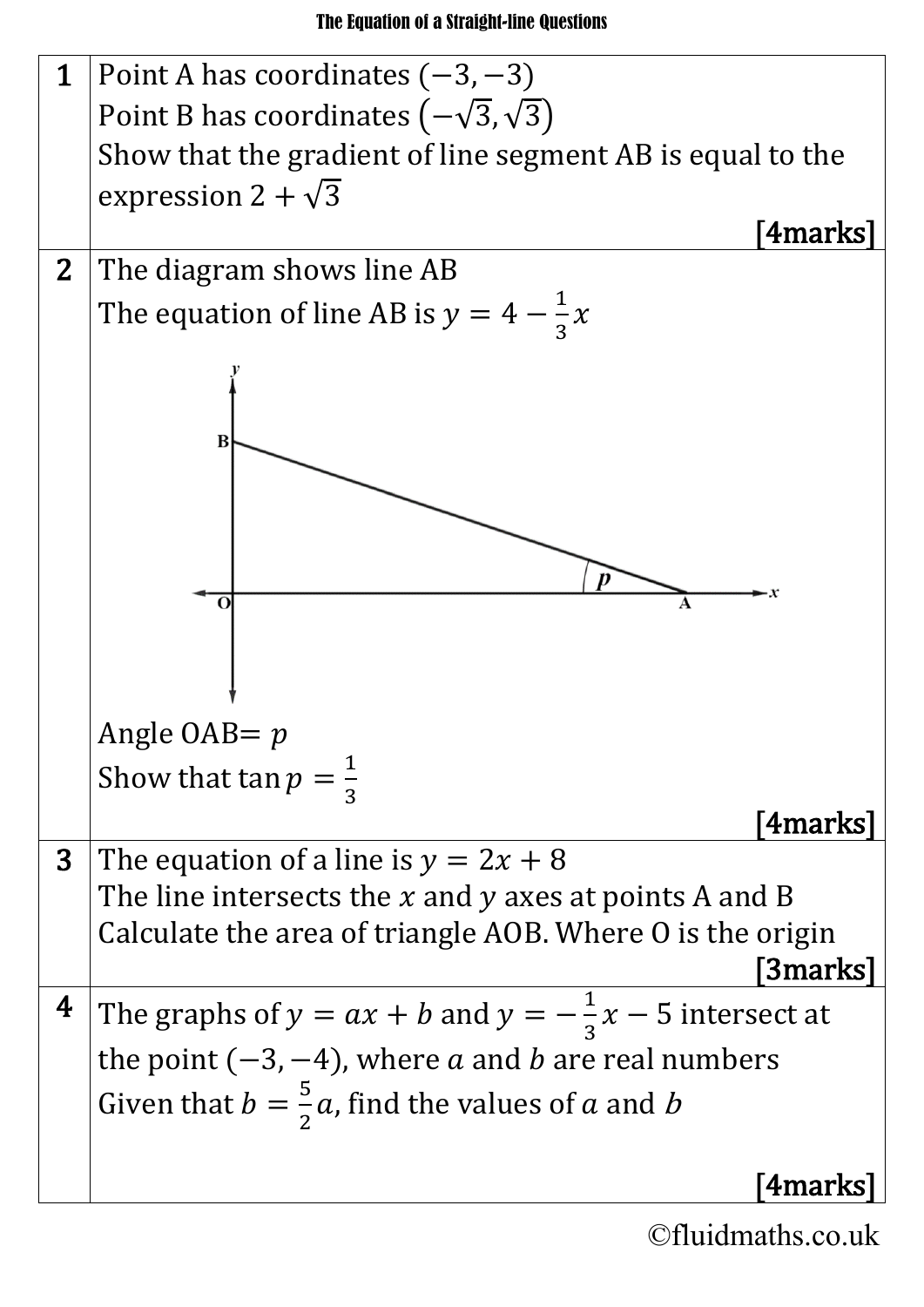# The Equation of a Straight-line Questions

| | | 
|---|---|
| **1** | Point A has coordinates $(-3, -3)$<br>Point B has coordinates $(-\sqrt{3}, \sqrt{3})$<br>Show that the gradient of line segment AB is equal to the expression $2 + \sqrt{3}$<br>**[4marks]** |
| **2** | The diagram shows line AB<br>The equation of line AB is $y = 4 - \frac{1}{3}x$<br>Angle OAB$= p$<br>Show that $\tan p = \frac{1}{3}$<br>**[4marks]** |
| **3** | The equation of a line is $y = 2x + 8$<br>The line intersects the $x$ and $y$ axes at points A and B<br>Calculate the area of triangle AOB. Where O is the origin<br>**[3marks]** |
| **4** | The graphs of $y = ax + b$ and $y = -\frac{1}{3}x - 5$ intersect at the point $(-3, -4)$, where $a$ and $b$ are real numbers<br>Given that $b = \frac{5}{2}a$, find the values of $a$ and $b$<br>**[4marks]** |

©fluidmaths.co.uk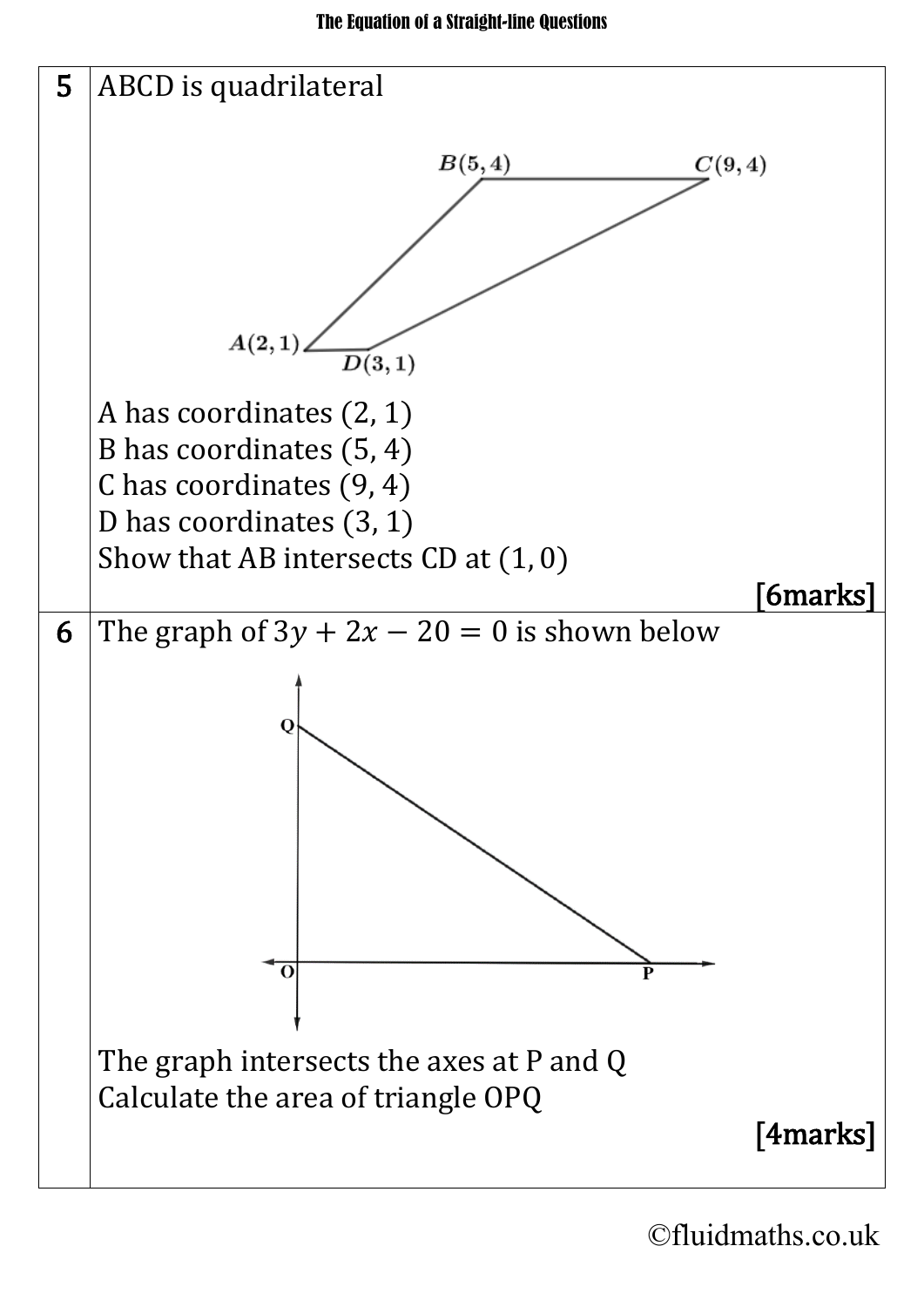**5** ABCD is quadrilateral

A has coordinates $(2, 1)$
B has coordinates $(5, 4)$
C has coordinates $(9, 4)$
D has coordinates $(3, 1)$

Show that AB intersects CD at $(1, 0)$

**[6marks]**

**6** The graph of $3y + 2x - 20 = 0$ is shown below

The graph intersects the axes at P and Q

Calculate the area of triangle OPQ

**[4marks]**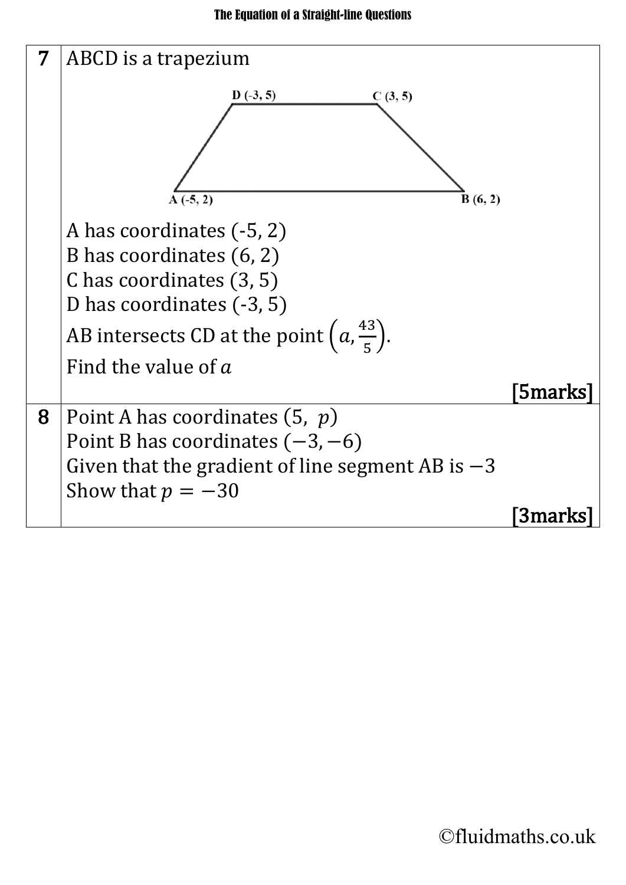**7** ABCD is a trapezium

D (-3, 5)
C (3, 5)
A (-5, 2)
B (6, 2)

A has coordinates (-5, 2)
B has coordinates (6, 2)
C has coordinates (3, 5)
D has coordinates (-3, 5)

AB intersects CD at the point $\left(a, \frac{43}{5}\right)$.

Find the value of $a$

**[5marks]**

---

**8** Point A has coordinates $(5,\ p)$
Point B has coordinates $(-3, -6)$
Given that the gradient of line segment AB is $-3$
Show that $p = -30$

**[3marks]**